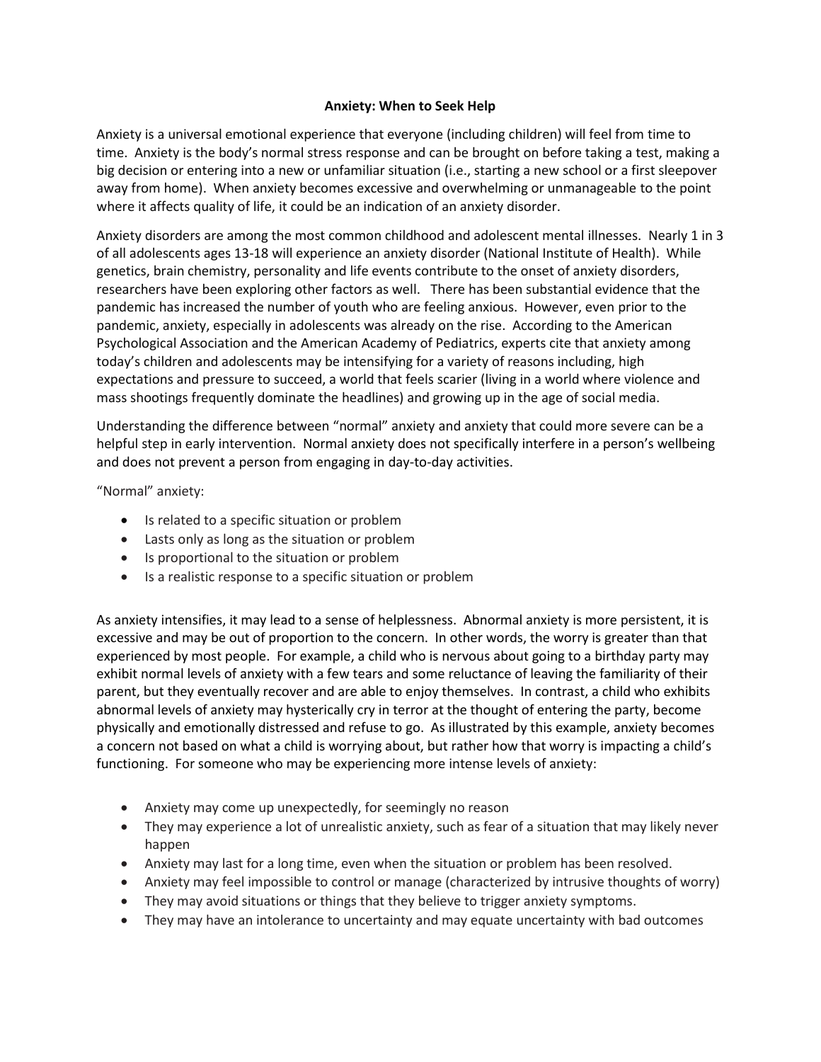# Anxiety: When to Seek Help

Anxiety is a universal emotional experience that everyone (including children) will feel from time to time. Anxiety is the body's normal stress response and can be brought on before taking a test, making a big decision or entering into a new or unfamiliar situation (i.e., starting a new school or a first sleepover away from home). When anxiety becomes excessive and overwhelming or unmanageable to the point where it affects quality of life, it could be an indication of an anxiety disorder.

Anxiety disorders are among the most common childhood and adolescent mental illnesses. Nearly 1 in 3 of all adolescents ages 13-18 will experience an anxiety disorder (National Institute of Health). While genetics, brain chemistry, personality and life events contribute to the onset of anxiety disorders, researchers have been exploring other factors as well. There has been substantial evidence that the pandemic has increased the number of youth who are feeling anxious. However, even prior to the pandemic, anxiety, especially in adolescents was already on the rise. According to the American Psychological Association and the American Academy of Pediatrics, experts cite that anxiety among today's children and adolescents may be intensifying for a variety of reasons including, high expectations and pressure to succeed, a world that feels scarier (living in a world where violence and mass shootings frequently dominate the headlines) and growing up in the age of social media.

Understanding the difference between "normal" anxiety and anxiety that could more severe can be a helpful step in early intervention. Normal anxiety does not specifically interfere in a person's wellbeing and does not prevent a person from engaging in day-to-day activities.

"Normal" anxiety:

- Is related to a specific situation or problem
- Lasts only as long as the situation or problem
- Is proportional to the situation or problem
- Is a realistic response to a specific situation or problem

As anxiety intensifies, it may lead to a sense of helplessness. Abnormal anxiety is more persistent, it is excessive and may be out of proportion to the concern. In other words, the worry is greater than that experienced by most people. For example, a child who is nervous about going to a birthday party may exhibit normal levels of anxiety with a few tears and some reluctance of leaving the familiarity of their parent, but they eventually recover and are able to enjoy themselves. In contrast, a child who exhibits abnormal levels of anxiety may hysterically cry in terror at the thought of entering the party, become physically and emotionally distressed and refuse to go. As illustrated by this example, anxiety becomes a concern not based on what a child is worrying about, but rather how that worry is impacting a child's functioning. For someone who may be experiencing more intense levels of anxiety:

- Anxiety may come up unexpectedly, for seemingly no reason
- They may experience a lot of unrealistic anxiety, such as fear of a situation that may likely never happen
- Anxiety may last for a long time, even when the situation or problem has been resolved.
- Anxiety may feel impossible to control or manage (characterized by intrusive thoughts of worry)
- They may avoid situations or things that they believe to trigger anxiety symptoms.
- They may have an intolerance to uncertainty and may equate uncertainty with bad outcomes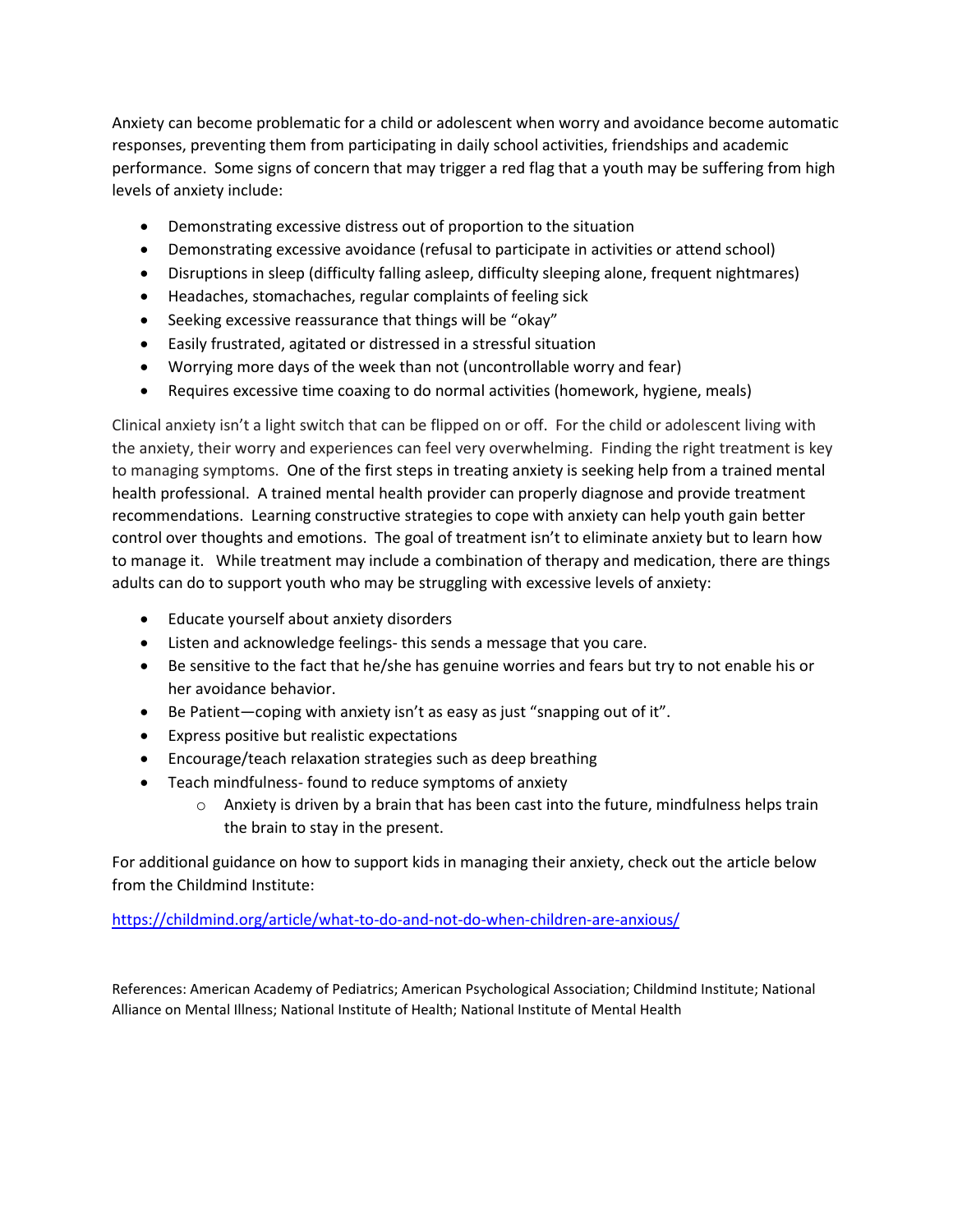Anxiety can become problematic for a child or adolescent when worry and avoidance become automatic responses, preventing them from participating in daily school activities, friendships and academic performance. Some signs of concern that may trigger a red flag that a youth may be suffering from high levels of anxiety include:

- Demonstrating excessive distress out of proportion to the situation
- Demonstrating excessive avoidance (refusal to participate in activities or attend school)
- Disruptions in sleep (difficulty falling asleep, difficulty sleeping alone, frequent nightmares)
- Headaches, stomachaches, regular complaints of feeling sick
- Seeking excessive reassurance that things will be "okay"
- Easily frustrated, agitated or distressed in a stressful situation
- Worrying more days of the week than not (uncontrollable worry and fear)
- Requires excessive time coaxing to do normal activities (homework, hygiene, meals)

Clinical anxiety isn't a light switch that can be flipped on or off. For the child or adolescent living with the anxiety, their worry and experiences can feel very overwhelming. Finding the right treatment is key to managing symptoms. One of the first steps in treating anxiety is seeking help from a trained mental health professional. A trained mental health provider can properly diagnose and provide treatment recommendations. Learning constructive strategies to cope with anxiety can help youth gain better control over thoughts and emotions. The goal of treatment isn't to eliminate anxiety but to learn how to manage it. While treatment may include a combination of therapy and medication, there are things adults can do to support youth who may be struggling with excessive levels of anxiety:

- Educate yourself about anxiety disorders
- Listen and acknowledge feelings- this sends a message that you care.
- Be sensitive to the fact that he/she has genuine worries and fears but try to not enable his or her avoidance behavior.
- Be Patient—coping with anxiety isn't as easy as just "snapping out of it".
- Express positive but realistic expectations
- Encourage/teach relaxation strategies such as deep breathing
- Teach mindfulness- found to reduce symptoms of anxiety
  - Anxiety is driven by a brain that has been cast into the future, mindfulness helps train the brain to stay in the present.

For additional guidance on how to support kids in managing their anxiety, check out the article below from the Childmind Institute:

https://childmind.org/article/what-to-do-and-not-do-when-children-are-anxious/

References: American Academy of Pediatrics; American Psychological Association; Childmind Institute; National Alliance on Mental Illness; National Institute of Health; National Institute of Mental Health